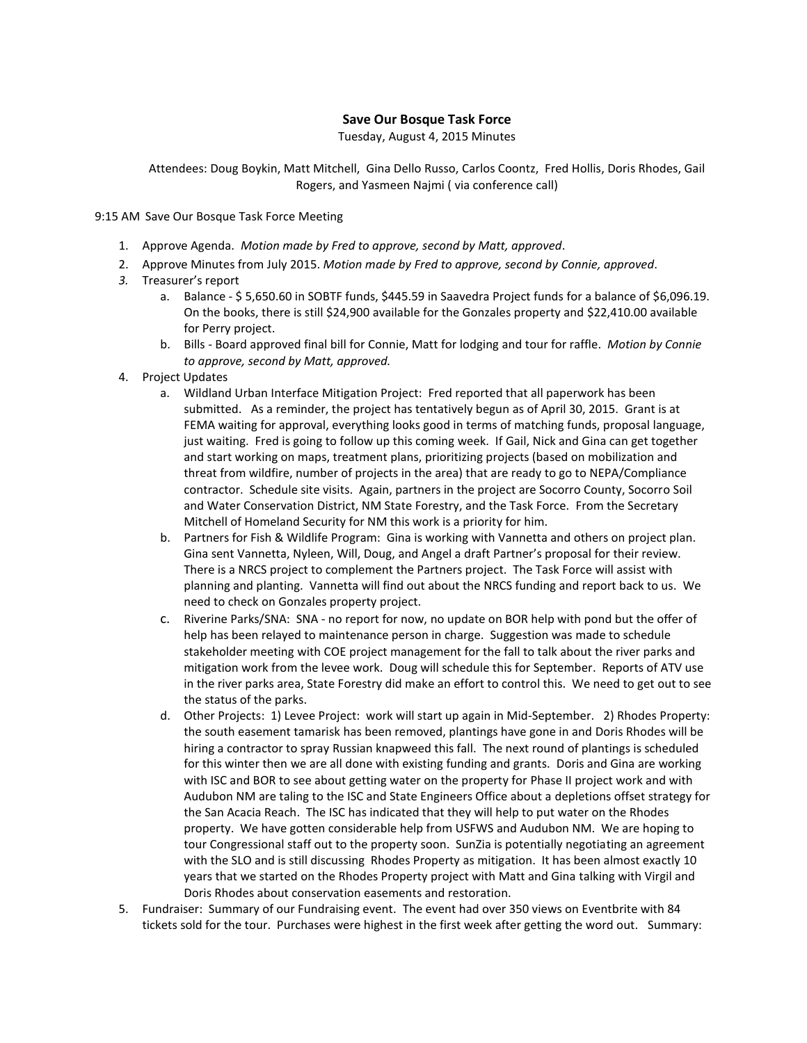**Save Our Bosque Task Force**

Tuesday, August 4, 2015 Minutes

Attendees: Doug Boykin, Matt Mitchell, Gina Dello Russo, Carlos Coontz, Fred Hollis, Doris Rhodes, Gail Rogers, and Yasmeen Najmi ( via conference call)

9:15 AM Save Our Bosque Task Force Meeting

1. Approve Agenda. *Motion made by Fred to approve, second by Matt, approved*.
2. Approve Minutes from July 2015. *Motion made by Fred to approve, second by Connie, approved*.
3. Treasurer's report
   a. Balance - $ 5,650.60 in SOBTF funds, $445.59 in Saavedra Project funds for a balance of $6,096.19. On the books, there is still $24,900 available for the Gonzales property and $22,410.00 available for Perry project.
   b. Bills - Board approved final bill for Connie, Matt for lodging and tour for raffle. *Motion by Connie to approve, second by Matt, approved.*
4. Project Updates
   a. Wildland Urban Interface Mitigation Project: Fred reported that all paperwork has been submitted. As a reminder, the project has tentatively begun as of April 30, 2015. Grant is at FEMA waiting for approval, everything looks good in terms of matching funds, proposal language, just waiting. Fred is going to follow up this coming week. If Gail, Nick and Gina can get together and start working on maps, treatment plans, prioritizing projects (based on mobilization and threat from wildfire, number of projects in the area) that are ready to go to NEPA/Compliance contractor. Schedule site visits. Again, partners in the project are Socorro County, Socorro Soil and Water Conservation District, NM State Forestry, and the Task Force. From the Secretary Mitchell of Homeland Security for NM this work is a priority for him.
   b. Partners for Fish & Wildlife Program: Gina is working with Vannetta and others on project plan. Gina sent Vannetta, Nyleen, Will, Doug, and Angel a draft Partner's proposal for their review. There is a NRCS project to complement the Partners project. The Task Force will assist with planning and planting. Vannetta will find out about the NRCS funding and report back to us. We need to check on Gonzales property project.
   c. Riverine Parks/SNA: SNA - no report for now, no update on BOR help with pond but the offer of help has been relayed to maintenance person in charge. Suggestion was made to schedule stakeholder meeting with COE project management for the fall to talk about the river parks and mitigation work from the levee work. Doug will schedule this for September. Reports of ATV use in the river parks area, State Forestry did make an effort to control this. We need to get out to see the status of the parks.
   d. Other Projects: 1) Levee Project: work will start up again in Mid-September. 2) Rhodes Property: the south easement tamarisk has been removed, plantings have gone in and Doris Rhodes will be hiring a contractor to spray Russian knapweed this fall. The next round of plantings is scheduled for this winter then we are all done with existing funding and grants. Doris and Gina are working with ISC and BOR to see about getting water on the property for Phase II project work and with Audubon NM are taling to the ISC and State Engineers Office about a depletions offset strategy for the San Acacia Reach. The ISC has indicated that they will help to put water on the Rhodes property. We have gotten considerable help from USFWS and Audubon NM. We are hoping to tour Congressional staff out to the property soon. SunZia is potentially negotiating an agreement with the SLO and is still discussing Rhodes Property as mitigation. It has been almost exactly 10 years that we started on the Rhodes Property project with Matt and Gina talking with Virgil and Doris Rhodes about conservation easements and restoration.
5. Fundraiser: Summary of our Fundraising event. The event had over 350 views on Eventbrite with 84 tickets sold for the tour. Purchases were highest in the first week after getting the word out. Summary: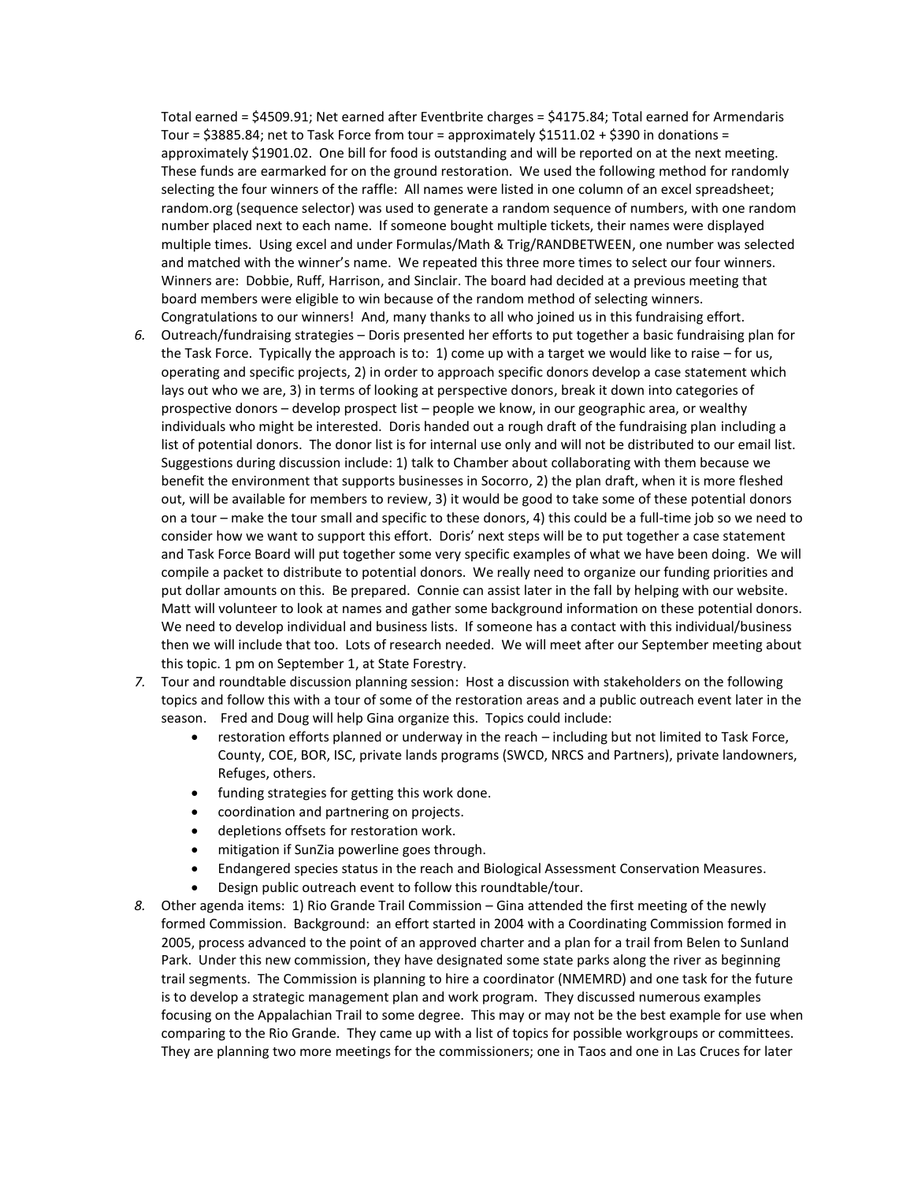Total earned = $4509.91; Net earned after Eventbrite charges = $4175.84; Total earned for Armendaris Tour = $3885.84; net to Task Force from tour = approximately $1511.02 + $390 in donations = approximately $1901.02. One bill for food is outstanding and will be reported on at the next meeting. These funds are earmarked for on the ground restoration. We used the following method for randomly selecting the four winners of the raffle: All names were listed in one column of an excel spreadsheet; random.org (sequence selector) was used to generate a random sequence of numbers, with one random number placed next to each name. If someone bought multiple tickets, their names were displayed multiple times. Using excel and under Formulas/Math & Trig/RANDBETWEEN, one number was selected and matched with the winner's name. We repeated this three more times to select our four winners. Winners are: Dobbie, Ruff, Harrison, and Sinclair. The board had decided at a previous meeting that board members were eligible to win because of the random method of selecting winners. Congratulations to our winners! And, many thanks to all who joined us in this fundraising effort.

6. Outreach/fundraising strategies – Doris presented her efforts to put together a basic fundraising plan for the Task Force. Typically the approach is to: 1) come up with a target we would like to raise – for us, operating and specific projects, 2) in order to approach specific donors develop a case statement which lays out who we are, 3) in terms of looking at perspective donors, break it down into categories of prospective donors – develop prospect list – people we know, in our geographic area, or wealthy individuals who might be interested. Doris handed out a rough draft of the fundraising plan including a list of potential donors. The donor list is for internal use only and will not be distributed to our email list. Suggestions during discussion include: 1) talk to Chamber about collaborating with them because we benefit the environment that supports businesses in Socorro, 2) the plan draft, when it is more fleshed out, will be available for members to review, 3) it would be good to take some of these potential donors on a tour – make the tour small and specific to these donors, 4) this could be a full-time job so we need to consider how we want to support this effort. Doris' next steps will be to put together a case statement and Task Force Board will put together some very specific examples of what we have been doing. We will compile a packet to distribute to potential donors. We really need to organize our funding priorities and put dollar amounts on this. Be prepared. Connie can assist later in the fall by helping with our website. Matt will volunteer to look at names and gather some background information on these potential donors. We need to develop individual and business lists. If someone has a contact with this individual/business then we will include that too. Lots of research needed. We will meet after our September meeting about this topic. 1 pm on September 1, at State Forestry.

7. Tour and roundtable discussion planning session: Host a discussion with stakeholders on the following topics and follow this with a tour of some of the restoration areas and a public outreach event later in the season. Fred and Doug will help Gina organize this. Topics could include:
   - restoration efforts planned or underway in the reach – including but not limited to Task Force, County, COE, BOR, ISC, private lands programs (SWCD, NRCS and Partners), private landowners, Refuges, others.
   - funding strategies for getting this work done.
   - coordination and partnering on projects.
   - depletions offsets for restoration work.
   - mitigation if SunZia powerline goes through.
   - Endangered species status in the reach and Biological Assessment Conservation Measures.
   - Design public outreach event to follow this roundtable/tour.

8. Other agenda items: 1) Rio Grande Trail Commission – Gina attended the first meeting of the newly formed Commission. Background: an effort started in 2004 with a Coordinating Commission formed in 2005, process advanced to the point of an approved charter and a plan for a trail from Belen to Sunland Park. Under this new commission, they have designated some state parks along the river as beginning trail segments. The Commission is planning to hire a coordinator (NMEMRD) and one task for the future is to develop a strategic management plan and work program. They discussed numerous examples focusing on the Appalachian Trail to some degree. This may or may not be the best example for use when comparing to the Rio Grande. They came up with a list of topics for possible workgroups or committees. They are planning two more meetings for the commissioners; one in Taos and one in Las Cruces for later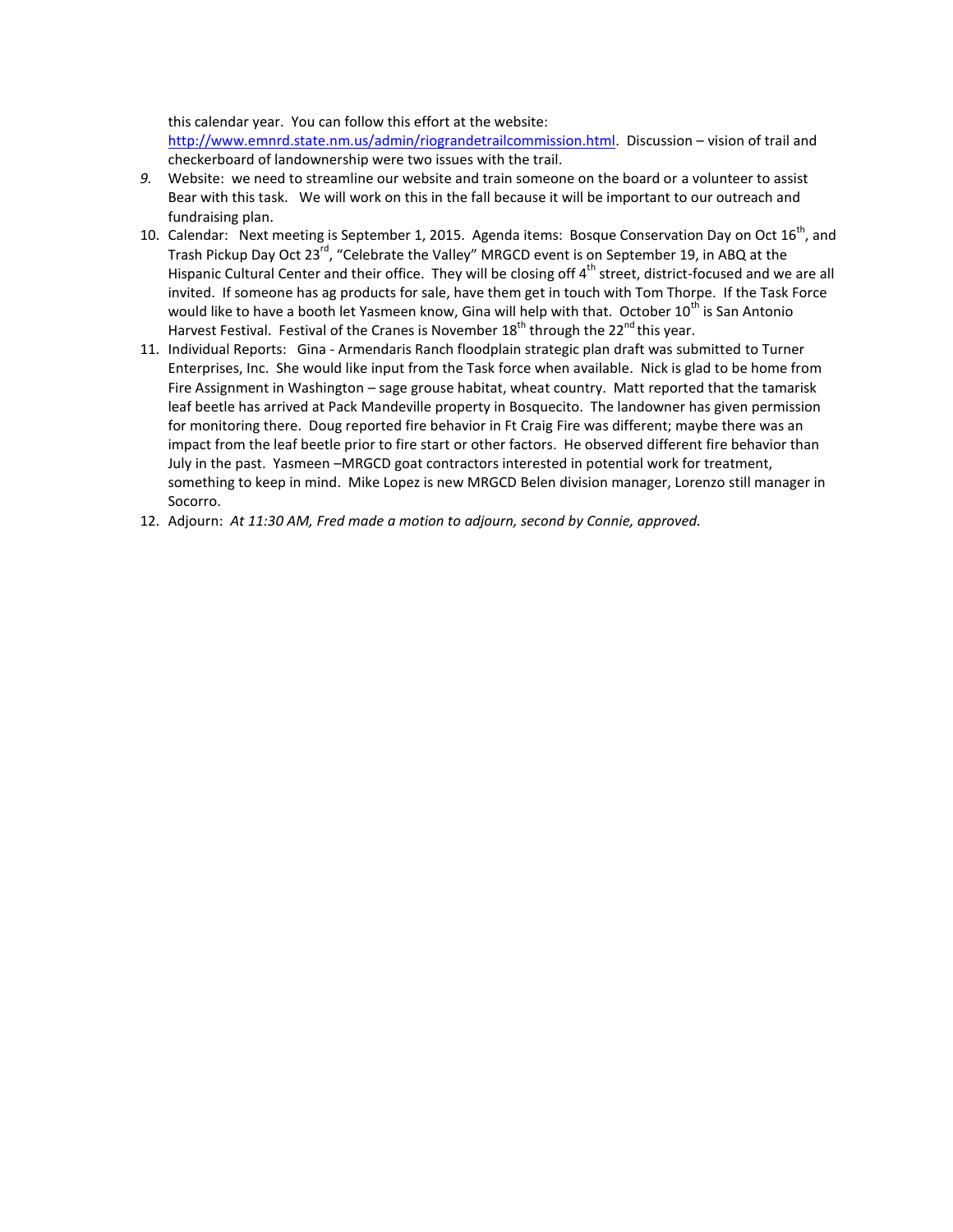this calendar year. You can follow this effort at the website: http://www.emnrd.state.nm.us/admin/riograndetrailcommission.html. Discussion – vision of trail and checkerboard of landownership were two issues with the trail.

9. Website: we need to streamline our website and train someone on the board or a volunteer to assist Bear with this task. We will work on this in the fall because it will be important to our outreach and fundraising plan.
10. Calendar: Next meeting is September 1, 2015. Agenda items: Bosque Conservation Day on Oct 16th, and Trash Pickup Day Oct 23rd, "Celebrate the Valley" MRGCD event is on September 19, in ABQ at the Hispanic Cultural Center and their office. They will be closing off 4th street, district-focused and we are all invited. If someone has ag products for sale, have them get in touch with Tom Thorpe. If the Task Force would like to have a booth let Yasmeen know, Gina will help with that. October 10th is San Antonio Harvest Festival. Festival of the Cranes is November 18th through the 22nd this year.
11. Individual Reports: Gina - Armendaris Ranch floodplain strategic plan draft was submitted to Turner Enterprises, Inc. She would like input from the Task force when available. Nick is glad to be home from Fire Assignment in Washington – sage grouse habitat, wheat country. Matt reported that the tamarisk leaf beetle has arrived at Pack Mandeville property in Bosquecito. The landowner has given permission for monitoring there. Doug reported fire behavior in Ft Craig Fire was different; maybe there was an impact from the leaf beetle prior to fire start or other factors. He observed different fire behavior than July in the past. Yasmeen –MRGCD goat contractors interested in potential work for treatment, something to keep in mind. Mike Lopez is new MRGCD Belen division manager, Lorenzo still manager in Socorro.
12. Adjourn: *At 11:30 AM, Fred made a motion to adjourn, second by Connie, approved.*